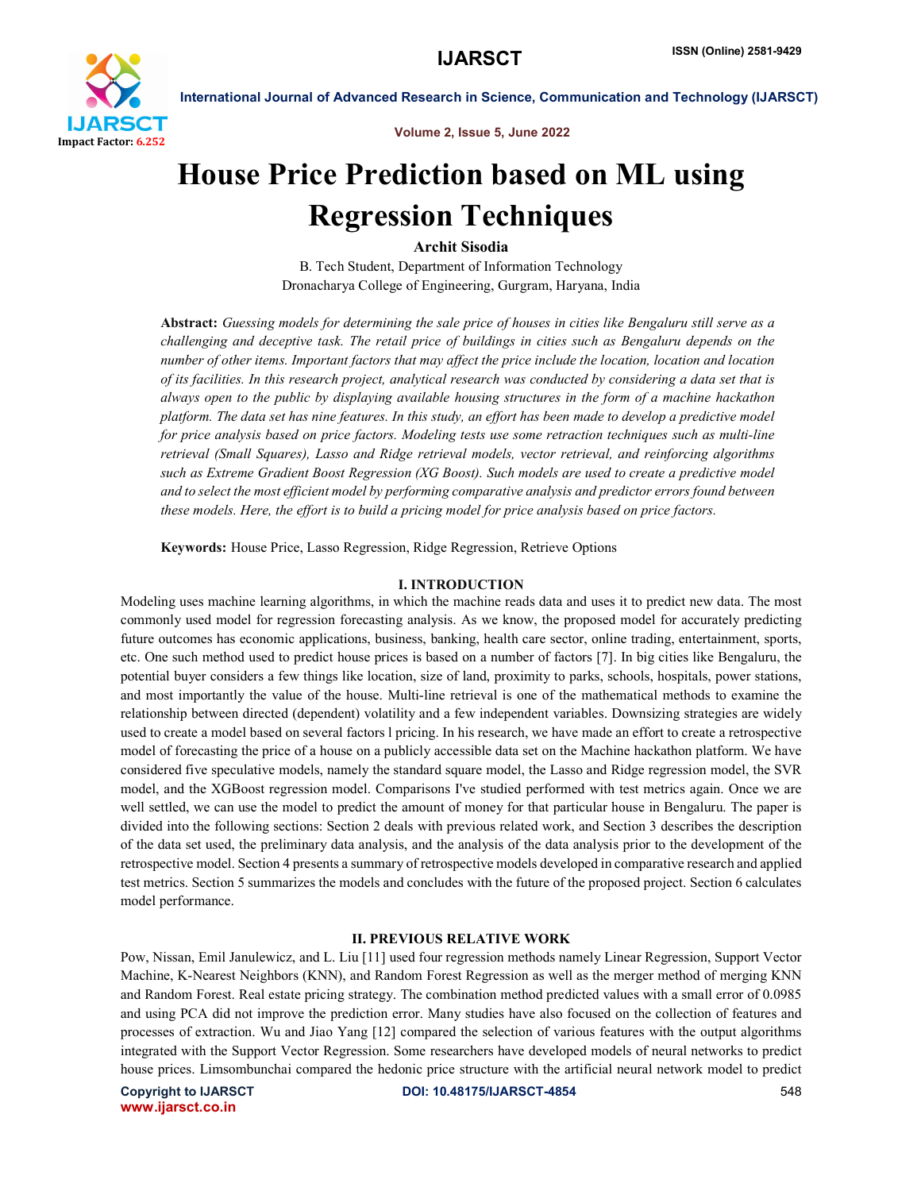# House Price Prediction based on ML using Regression Techniques

**Archit Sisodia**

B. Tech Student, Department of Information Technology
Dronacharya College of Engineering, Gurgram, Haryana, India

**Abstract:** *Guessing models for determining the sale price of houses in cities like Bengaluru still serve as a challenging and deceptive task. The retail price of buildings in cities such as Bengaluru depends on the number of other items. Important factors that may affect the price include the location, location and location of its facilities. In this research project, analytical research was conducted by considering a data set that is always open to the public by displaying available housing structures in the form of a machine hackathon platform. The data set has nine features. In this study, an effort has been made to develop a predictive model for price analysis based on price factors. Modeling tests use some retraction techniques such as multi-line retrieval (Small Squares), Lasso and Ridge retrieval models, vector retrieval, and reinforcing algorithms such as Extreme Gradient Boost Regression (XG Boost). Such models are used to create a predictive model and to select the most efficient model by performing comparative analysis and predictor errors found between these models. Here, the effort is to build a pricing model for price analysis based on price factors.*

**Keywords:** House Price, Lasso Regression, Ridge Regression, Retrieve Options

## I. INTRODUCTION

Modeling uses machine learning algorithms, in which the machine reads data and uses it to predict new data. The most commonly used model for regression forecasting analysis. As we know, the proposed model for accurately predicting future outcomes has economic applications, business, banking, health care sector, online trading, entertainment, sports, etc. One such method used to predict house prices is based on a number of factors [7]. In big cities like Bengaluru, the potential buyer considers a few things like location, size of land, proximity to parks, schools, hospitals, power stations, and most importantly the value of the house. Multi-line retrieval is one of the mathematical methods to examine the relationship between directed (dependent) volatility and a few independent variables. Downsizing strategies are widely used to create a model based on several factors l pricing. In his research, we have made an effort to create a retrospective model of forecasting the price of a house on a publicly accessible data set on the Machine hackathon platform. We have considered five speculative models, namely the standard square model, the Lasso and Ridge regression model, the SVR model, and the XGBoost regression model. Comparisons I've studied performed with test metrics again. Once we are well settled, we can use the model to predict the amount of money for that particular house in Bengaluru. The paper is divided into the following sections: Section 2 deals with previous related work, and Section 3 describes the description of the data set used, the preliminary data analysis, and the analysis of the data analysis prior to the development of the retrospective model. Section 4 presents a summary of retrospective models developed in comparative research and applied test metrics. Section 5 summarizes the models and concludes with the future of the proposed project. Section 6 calculates model performance.

## II. PREVIOUS RELATIVE WORK

Pow, Nissan, Emil Janulewicz, and L. Liu [11] used four regression methods namely Linear Regression, Support Vector Machine, K-Nearest Neighbors (KNN), and Random Forest Regression as well as the merger method of merging KNN and Random Forest. Real estate pricing strategy. The combination method predicted values with a small error of 0.0985 and using PCA did not improve the prediction error. Many studies have also focused on the collection of features and processes of extraction. Wu and Jiao Yang [12] compared the selection of various features with the output algorithms integrated with the Support Vector Regression. Some researchers have developed models of neural networks to predict house prices. Limsombunchai compared the hedonic price structure with the artificial neural network model to predict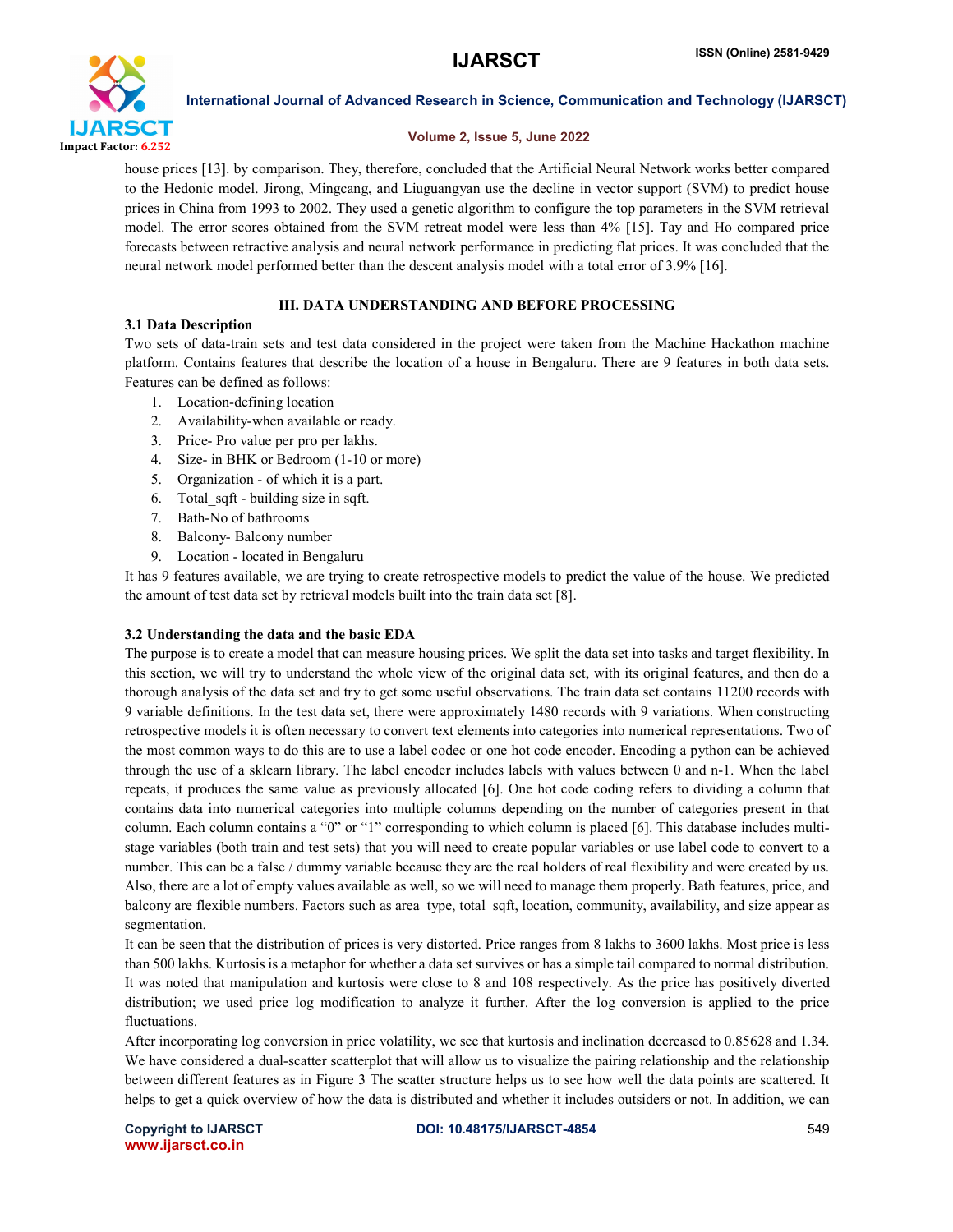house prices [13]. by comparison. They, therefore, concluded that the Artificial Neural Network works better compared to the Hedonic model. Jirong, Mingcang, and Liuguangyan use the decline in vector support (SVM) to predict house prices in China from 1993 to 2002. They used a genetic algorithm to configure the top parameters in the SVM retrieval model. The error scores obtained from the SVM retreat model were less than 4% [15]. Tay and Ho compared price forecasts between retractive analysis and neural network performance in predicting flat prices. It was concluded that the neural network model performed better than the descent analysis model with a total error of 3.9% [16].

## III. DATA UNDERSTANDING AND BEFORE PROCESSING

### 3.1 Data Description

Two sets of data-train sets and test data considered in the project were taken from the Machine Hackathon machine platform. Contains features that describe the location of a house in Bengaluru. There are 9 features in both data sets. Features can be defined as follows:

1. Location-defining location
2. Availability-when available or ready.
3. Price- Pro value per pro per lakhs.
4. Size- in BHK or Bedroom (1-10 or more)
5. Organization - of which it is a part.
6. Total_sqft - building size in sqft.
7. Bath-No of bathrooms
8. Balcony- Balcony number
9. Location - located in Bengaluru

It has 9 features available, we are trying to create retrospective models to predict the value of the house. We predicted the amount of test data set by retrieval models built into the train data set [8].

### 3.2 Understanding the data and the basic EDA

The purpose is to create a model that can measure housing prices. We split the data set into tasks and target flexibility. In this section, we will try to understand the whole view of the original data set, with its original features, and then do a thorough analysis of the data set and try to get some useful observations. The train data set contains 11200 records with 9 variable definitions. In the test data set, there were approximately 1480 records with 9 variations. When constructing retrospective models it is often necessary to convert text elements into categories into numerical representations. Two of the most common ways to do this are to use a label codec or one hot code encoder. Encoding a python can be achieved through the use of a sklearn library. The label encoder includes labels with values between 0 and n-1. When the label repeats, it produces the same value as previously allocated [6]. One hot code coding refers to dividing a column that contains data into numerical categories into multiple columns depending on the number of categories present in that column. Each column contains a "0" or "1" corresponding to which column is placed [6]. This database includes multi-stage variables (both train and test sets) that you will need to create popular variables or use label code to convert to a number. This can be a false / dummy variable because they are the real holders of real flexibility and were created by us. Also, there are a lot of empty values available as well, so we will need to manage them properly. Bath features, price, and balcony are flexible numbers. Factors such as area_type, total_sqft, location, community, availability, and size appear as segmentation.

It can be seen that the distribution of prices is very distorted. Price ranges from 8 lakhs to 3600 lakhs. Most price is less than 500 lakhs. Kurtosis is a metaphor for whether a data set survives or has a simple tail compared to normal distribution. It was noted that manipulation and kurtosis were close to 8 and 108 respectively. As the price has positively diverted distribution; we used price log modification to analyze it further. After the log conversion is applied to the price fluctuations.

After incorporating log conversion in price volatility, we see that kurtosis and inclination decreased to 0.85628 and 1.34. We have considered a dual-scatter scatterplot that will allow us to visualize the pairing relationship and the relationship between different features as in Figure 3 The scatter structure helps us to see how well the data points are scattered. It helps to get a quick overview of how the data is distributed and whether it includes outsiders or not. In addition, we can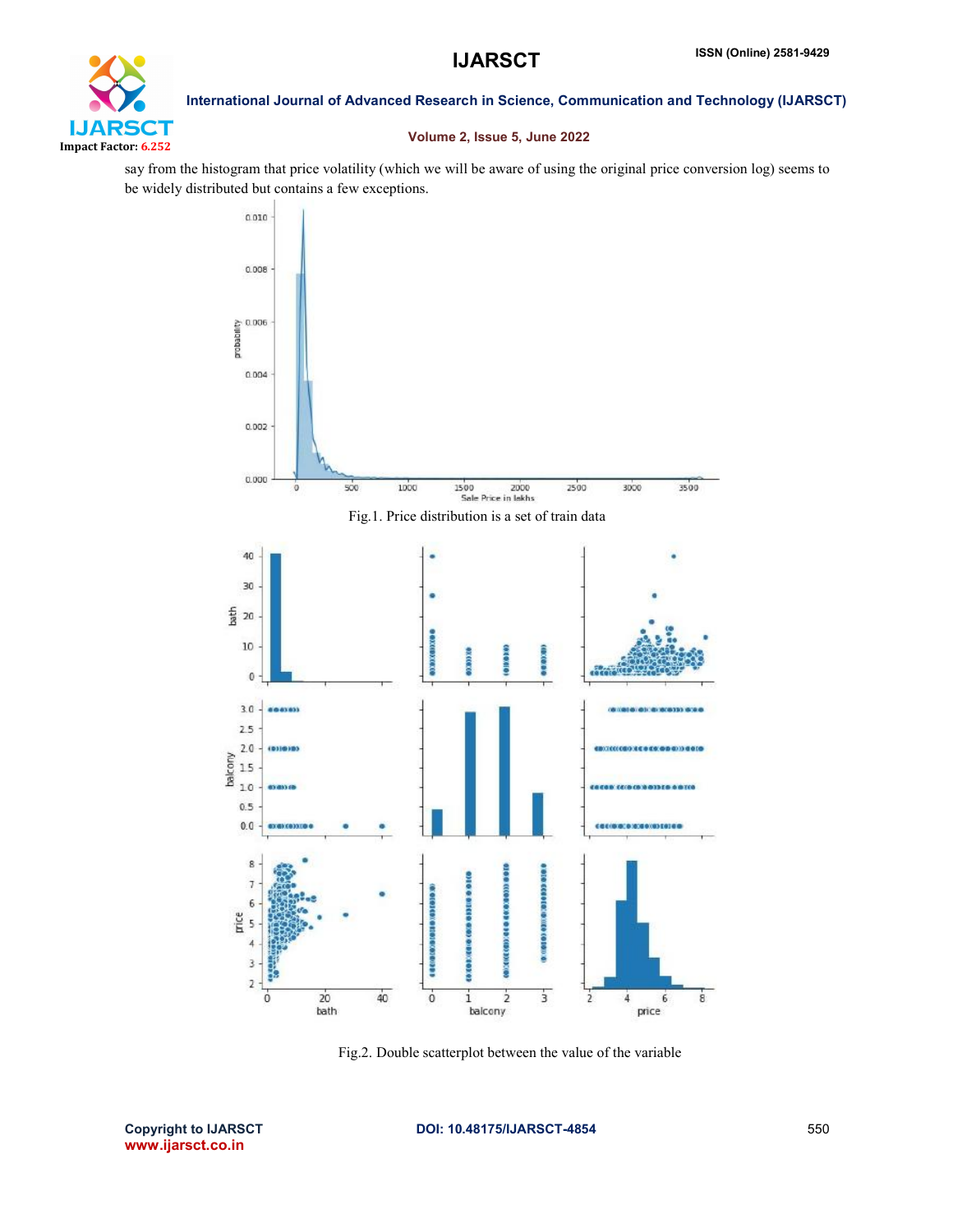say from the histogram that price volatility (which we will be aware of using the original price conversion log) seems to be widely distributed but contains a few exceptions.

Fig.1. Price distribution is a set of train data

Fig.2. Double scatterplot between the value of the variable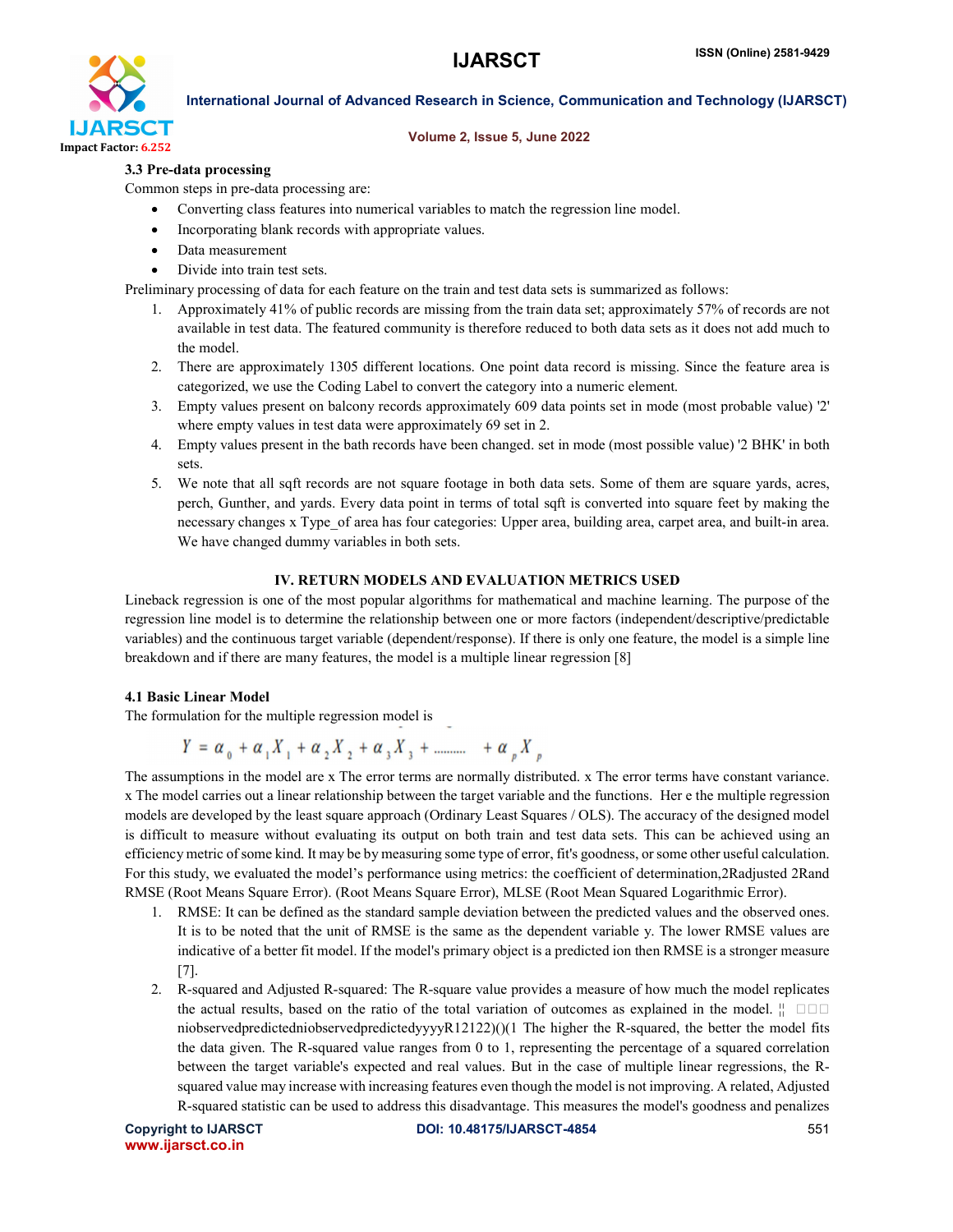### 3.3 Pre-data processing

Common steps in pre-data processing are:

- Converting class features into numerical variables to match the regression line model.
- Incorporating blank records with appropriate values.
- Data measurement
- Divide into train test sets.

Preliminary processing of data for each feature on the train and test data sets is summarized as follows:

1. Approximately 41% of public records are missing from the train data set; approximately 57% of records are not available in test data. The featured community is therefore reduced to both data sets as it does not add much to the model.
2. There are approximately 1305 different locations. One point data record is missing. Since the feature area is categorized, we use the Coding Label to convert the category into a numeric element.
3. Empty values present on balcony records approximately 609 data points set in mode (most probable value) '2' where empty values in test data were approximately 69 set in 2.
4. Empty values present in the bath records have been changed. set in mode (most possible value) '2 BHK' in both sets.
5. We note that all sqft records are not square footage in both data sets. Some of them are square yards, acres, perch, Gunther, and yards. Every data point in terms of total sqft is converted into square feet by making the necessary changes x Type_of area has four categories: Upper area, building area, carpet area, and built-in area. We have changed dummy variables in both sets.

## IV. RETURN MODELS AND EVALUATION METRICS USED

Lineback regression is one of the most popular algorithms for mathematical and machine learning. The purpose of the regression line model is to determine the relationship between one or more factors (independent/descriptive/predictable variables) and the continuous target variable (dependent/response). If there is only one feature, the model is a simple line breakdown and if there are many features, the model is a multiple linear regression [8]

### 4.1 Basic Linear Model

The formulation for the multiple regression model is

$$Y = \alpha_0 + \alpha_1 X_1 + \alpha_2 X_2 + \alpha_3 X_3 + \ldots\ldots\ldots + \alpha_p X_p$$

The assumptions in the model are x The error terms are normally distributed. x The error terms have constant variance. x The model carries out a linear relationship between the target variable and the functions. Her e the multiple regression models are developed by the least square approach (Ordinary Least Squares / OLS). The accuracy of the designed model is difficult to measure without evaluating its output on both train and test data sets. This can be achieved using an efficiency metric of some kind. It may be by measuring some type of error, fit's goodness, or some other useful calculation. For this study, we evaluated the model's performance using metrics: the coefficient of determination,2Radjusted 2Rand RMSE (Root Means Square Error). (Root Means Square Error), MLSE (Root Mean Squared Logarithmic Error).

1. RMSE: It can be defined as the standard sample deviation between the predicted values and the observed ones. It is to be noted that the unit of RMSE is the same as the dependent variable y. The lower RMSE values are indicative of a better fit model. If the model's primary object is a predicted ion then RMSE is a stronger measure [7].
2. R-squared and Adjusted R-squared: The R-square value provides a measure of how much the model replicates the actual results, based on the ratio of the total variation of outcomes as explained in the model. ¦ ¦ niobservedpredictedniobservedpredictedyyyyR12122)()(1 The higher the R-squared, the better the model fits the data given. The R-squared value ranges from 0 to 1, representing the percentage of a squared correlation between the target variable's expected and real values. But in the case of multiple linear regressions, the R-squared value may increase with increasing features even though the model is not improving. A related, Adjusted R-squared statistic can be used to address this disadvantage. This measures the model's goodness and penalizes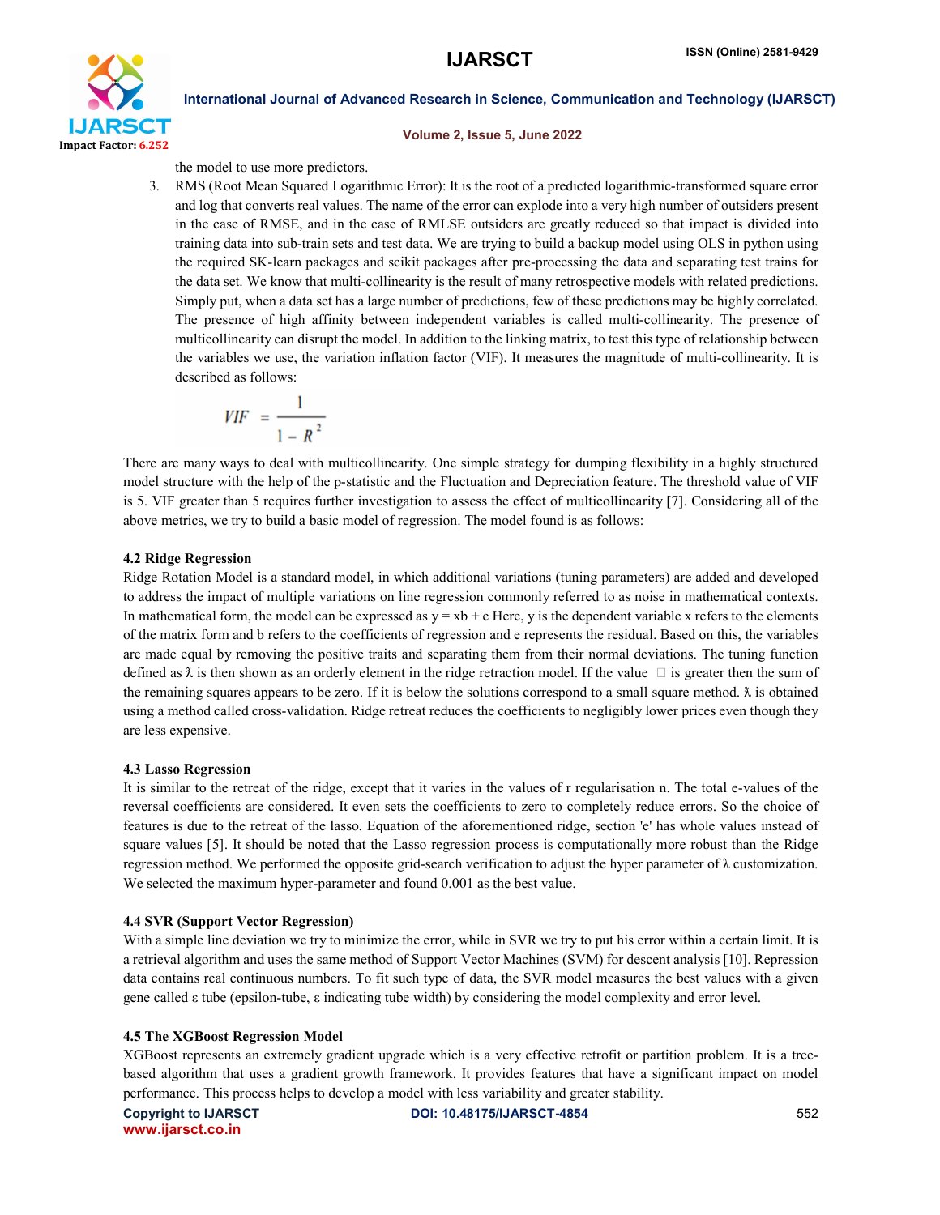the model to use more predictors.

3. RMS (Root Mean Squared Logarithmic Error): It is the root of a predicted logarithmic-transformed square error and log that converts real values. The name of the error can explode into a very high number of outsiders present in the case of RMSE, and in the case of RMLSE outsiders are greatly reduced so that impact is divided into training data into sub-train sets and test data. We are trying to build a backup model using OLS in python using the required SK-learn packages and scikit packages after pre-processing the data and separating test trains for the data set. We know that multi-collinearity is the result of many retrospective models with related predictions. Simply put, when a data set has a large number of predictions, few of these predictions may be highly correlated. The presence of high affinity between independent variables is called multi-collinearity. The presence of multicollinearity can disrupt the model. In addition to the linking matrix, to test this type of relationship between the variables we use, the variation inflation factor (VIF). It measures the magnitude of multi-collinearity. It is described as follows:

$$VIF = \frac{1}{1 - R^2}$$

There are many ways to deal with multicollinearity. One simple strategy for dumping flexibility in a highly structured model structure with the help of the p-statistic and the Fluctuation and Depreciation feature. The threshold value of VIF is 5. VIF greater than 5 requires further investigation to assess the effect of multicollinearity [7]. Considering all of the above metrics, we try to build a basic model of regression. The model found is as follows:

### 4.2 Ridge Regression

Ridge Rotation Model is a standard model, in which additional variations (tuning parameters) are added and developed to address the impact of multiple variations on line regression commonly referred to as noise in mathematical contexts. In mathematical form, the model can be expressed as $y = xb + e$ Here, y is the dependent variable x refers to the elements of the matrix form and b refers to the coefficients of regression and e represents the residual. Based on this, the variables are made equal by removing the positive traits and separating them from their normal deviations. The tuning function defined as λ is then shown as an orderly element in the ridge retraction model. If the value  is greater then the sum of the remaining squares appears to be zero. If it is below the solutions correspond to a small square method. λ is obtained using a method called cross-validation. Ridge retreat reduces the coefficients to negligibly lower prices even though they are less expensive.

### 4.3 Lasso Regression

It is similar to the retreat of the ridge, except that it varies in the values of r regularisation n. The total e-values of the reversal coefficients are considered. It even sets the coefficients to zero to completely reduce errors. So the choice of features is due to the retreat of the lasso. Equation of the aforementioned ridge, section 'e' has whole values instead of square values [5]. It should be noted that the Lasso regression process is computationally more robust than the Ridge regression method. We performed the opposite grid-search verification to adjust the hyper parameter of λ customization. We selected the maximum hyper-parameter and found 0.001 as the best value.

### 4.4 SVR (Support Vector Regression)

With a simple line deviation we try to minimize the error, while in SVR we try to put his error within a certain limit. It is a retrieval algorithm and uses the same method of Support Vector Machines (SVM) for descent analysis [10]. Repression data contains real continuous numbers. To fit such type of data, the SVR model measures the best values with a given gene called ε tube (epsilon-tube, ε indicating tube width) by considering the model complexity and error level.

### 4.5 The XGBoost Regression Model

XGBoost represents an extremely gradient upgrade which is a very effective retrofit or partition problem. It is a tree-based algorithm that uses a gradient growth framework. It provides features that have a significant impact on model performance. This process helps to develop a model with less variability and greater stability.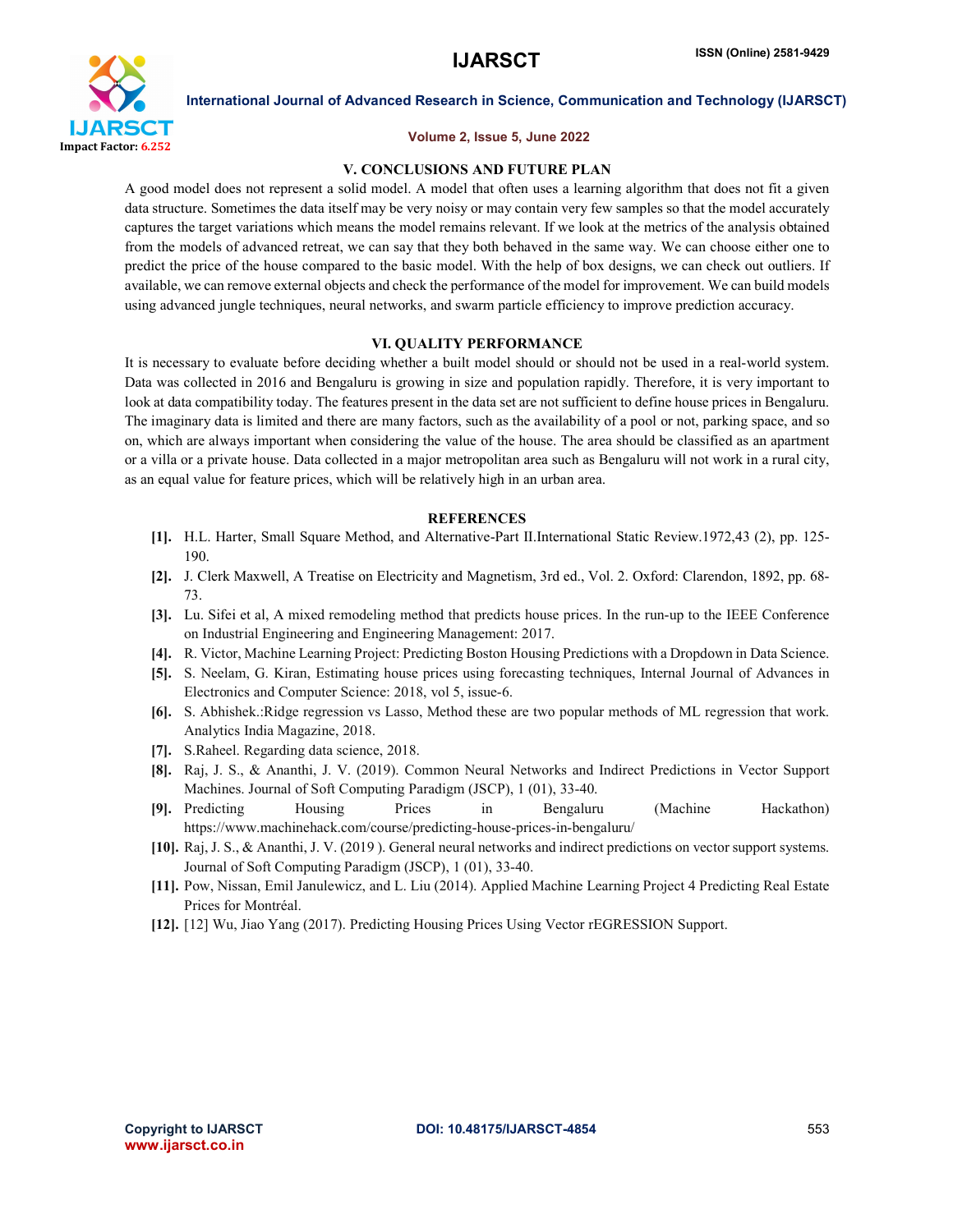## V. CONCLUSIONS AND FUTURE PLAN

A good model does not represent a solid model. A model that often uses a learning algorithm that does not fit a given data structure. Sometimes the data itself may be very noisy or may contain very few samples so that the model accurately captures the target variations which means the model remains relevant. If we look at the metrics of the analysis obtained from the models of advanced retreat, we can say that they both behaved in the same way. We can choose either one to predict the price of the house compared to the basic model. With the help of box designs, we can check out outliers. If available, we can remove external objects and check the performance of the model for improvement. We can build models using advanced jungle techniques, neural networks, and swarm particle efficiency to improve prediction accuracy.

## VI. QUALITY PERFORMANCE

It is necessary to evaluate before deciding whether a built model should or should not be used in a real-world system. Data was collected in 2016 and Bengaluru is growing in size and population rapidly. Therefore, it is very important to look at data compatibility today. The features present in the data set are not sufficient to define house prices in Bengaluru. The imaginary data is limited and there are many factors, such as the availability of a pool or not, parking space, and so on, which are always important when considering the value of the house. The area should be classified as an apartment or a villa or a private house. Data collected in a major metropolitan area such as Bengaluru will not work in a rural city, as an equal value for feature prices, which will be relatively high in an urban area.

## REFERENCES

[1]. H.L. Harter, Small Square Method, and Alternative-Part II.International Static Review.1972,43 (2), pp. 125-190.

[2]. J. Clerk Maxwell, A Treatise on Electricity and Magnetism, 3rd ed., Vol. 2. Oxford: Clarendon, 1892, pp. 68-73.

[3]. Lu. Sifei et al, A mixed remodeling method that predicts house prices. In the run-up to the IEEE Conference on Industrial Engineering and Engineering Management: 2017.

[4]. R. Victor, Machine Learning Project: Predicting Boston Housing Predictions with a Dropdown in Data Science.

[5]. S. Neelam, G. Kiran, Estimating house prices using forecasting techniques, Internal Journal of Advances in Electronics and Computer Science: 2018, vol 5, issue-6.

[6]. S. Abhishek.:Ridge regression vs Lasso, Method these are two popular methods of ML regression that work. Analytics India Magazine, 2018.

[7]. S.Raheel. Regarding data science, 2018.

[8]. Raj, J. S., & Ananthi, J. V. (2019). Common Neural Networks and Indirect Predictions in Vector Support Machines. Journal of Soft Computing Paradigm (JSCP), 1 (01), 33-40.

[9]. Predicting Housing Prices in Bengaluru (Machine Hackathon) https://www.machinehack.com/course/predicting-house-prices-in-bengaluru/

[10]. Raj, J. S., & Ananthi, J. V. (2019 ). General neural networks and indirect predictions on vector support systems. Journal of Soft Computing Paradigm (JSCP), 1 (01), 33-40.

[11]. Pow, Nissan, Emil Janulewicz, and L. Liu (2014). Applied Machine Learning Project 4 Predicting Real Estate Prices for Montréal.

[12]. [12] Wu, Jiao Yang (2017). Predicting Housing Prices Using Vector rEGRESSION Support.